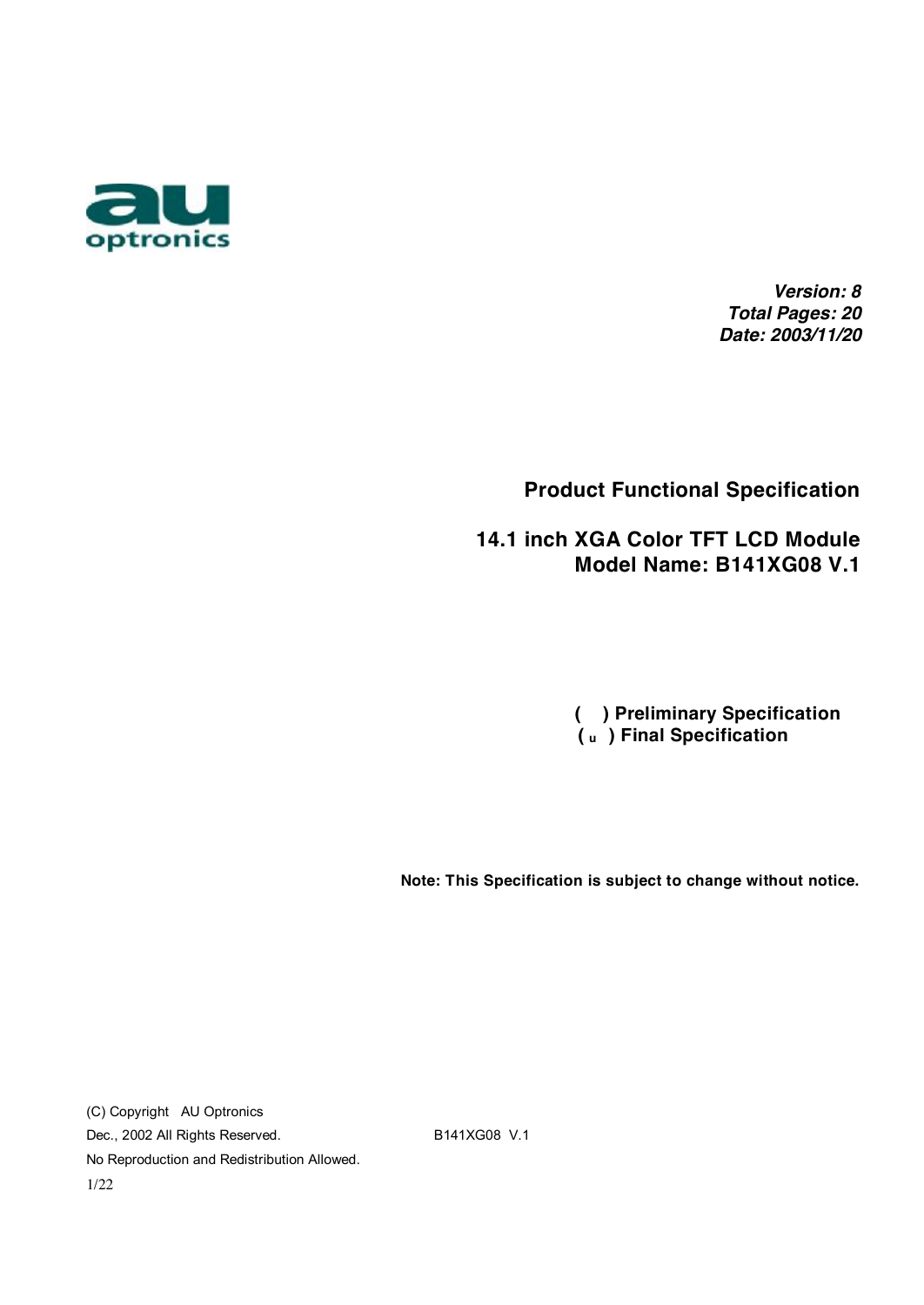au optronics

***Version: 8***
***Total Pages: 20***
***Date: 2003/11/20***

# Product Functional Specification

## 14.1 inch XGA Color TFT LCD Module
## Model Name: B141XG08 V.1

**(   ) Preliminary Specification**
**( u ) Final Specification**

**Note: This Specification is subject to change without notice.**

(C) Copyright AU Optronics
Dec., 2002 All Rights Reserved.
No Reproduction and Redistribution Allowed.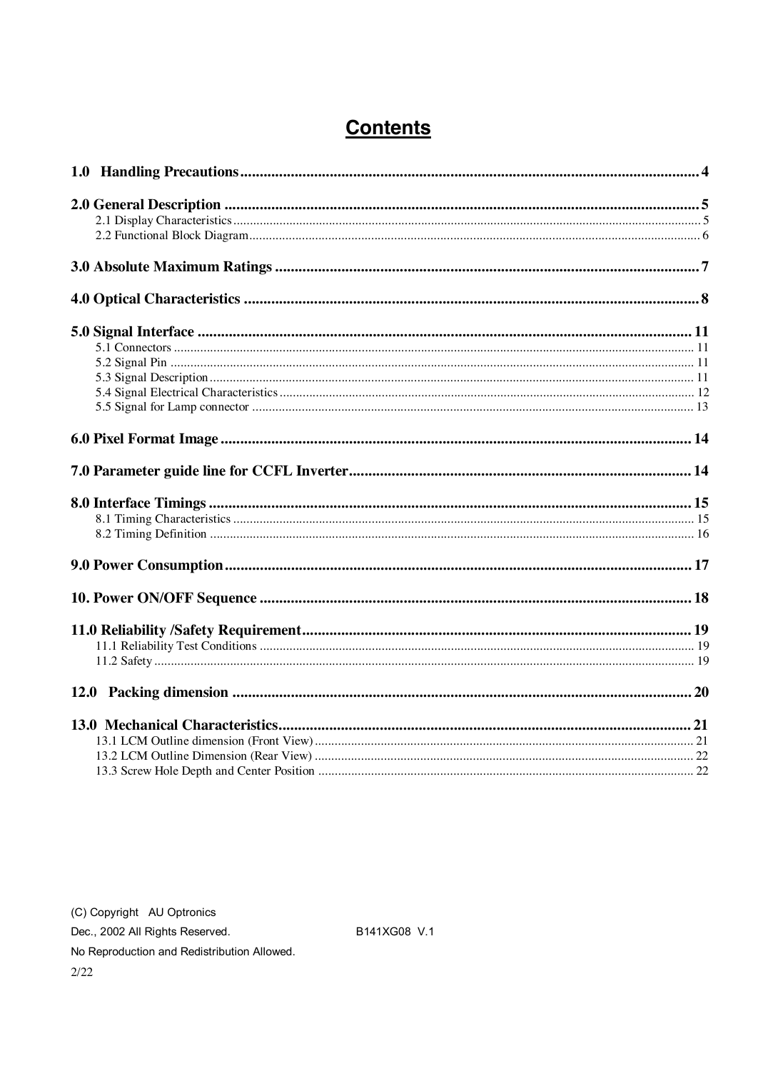# Contents

**1.0 Handling Precautions** ..................................................... 4

**2.0 General Description** ..................................................... 5

2.1 Display Characteristics ..................................................... 5

2.2 Functional Block Diagram ..................................................... 6

**3.0 Absolute Maximum Ratings** ..................................................... 7

**4.0 Optical Characteristics** ..................................................... 8

**5.0 Signal Interface** ..................................................... 11

5.1 Connectors ..................................................... 11

5.2 Signal Pin ..................................................... 11

5.3 Signal Description ..................................................... 11

5.4 Signal Electrical Characteristics ..................................................... 12

5.5 Signal for Lamp connector ..................................................... 13

**6.0 Pixel Format Image** ..................................................... 14

**7.0 Parameter guide line for CCFL Inverter** ..................................................... 14

**8.0 Interface Timings** ..................................................... 15

8.1 Timing Characteristics ..................................................... 15

8.2 Timing Definition ..................................................... 16

**9.0 Power Consumption** ..................................................... 17

**10. Power ON/OFF Sequence** ..................................................... 18

**11.0 Reliability /Safety Requirement** ..................................................... 19

11.1 Reliability Test Conditions ..................................................... 19

11.2 Safety ..................................................... 19

**12.0 Packing dimension** ..................................................... 20

**13.0 Mechanical Characteristics** ..................................................... 21

13.1 LCM Outline dimension (Front View) ..................................................... 21

13.2 LCM Outline Dimension (Rear View) ..................................................... 22

13.3 Screw Hole Depth and Center Position ..................................................... 22

(C) Copyright AU Optronics
Dec., 2002 All Rights Reserved. B141XG08 V.1
No Reproduction and Redistribution Allowed.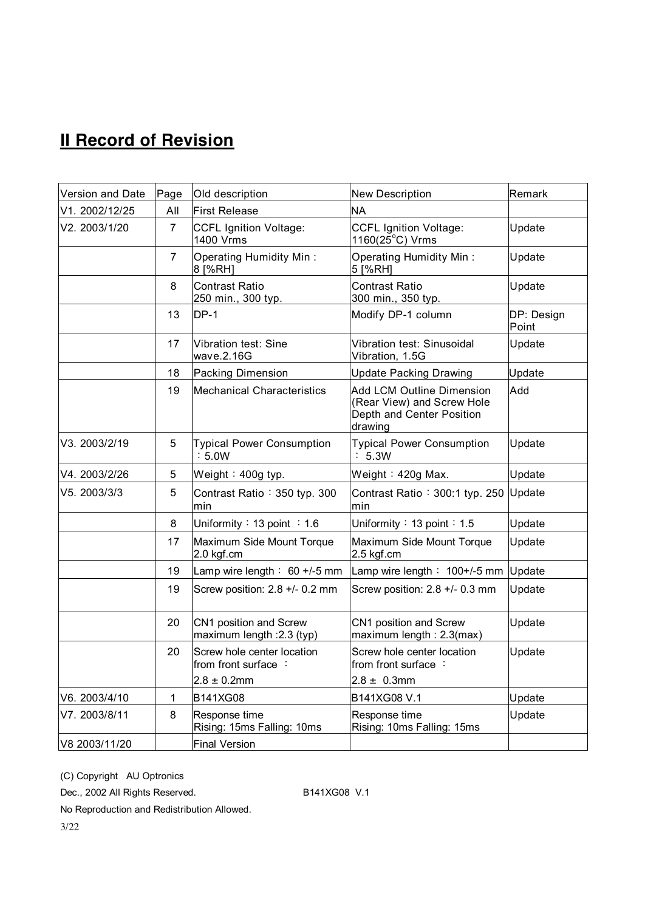# II Record of Revision

| Version and Date | Page | Old description | New Description | Remark |
|---|---|---|---|---|
| V1. 2002/12/25 | All | First Release | NA | |
| V2. 2003/1/20 | 7 | CCFL Ignition Voltage: 1400 Vrms | CCFL Ignition Voltage: 1160(25°C) Vrms | Update |
| | 7 | Operating Humidity Min : 8 [%RH] | Operating Humidity Min : 5 [%RH] | Update |
| | 8 | Contrast Ratio 250 min., 300 typ. | Contrast Ratio 300 min., 350 typ. | Update |
| | 13 | DP-1 | Modify DP-1 column | DP: Design Point |
| | 17 | Vibration test: Sine wave.2.16G | Vibration test: Sinusoidal Vibration, 1.5G | Update |
| | 18 | Packing Dimension | Update Packing Drawing | Update |
| | 19 | Mechanical Characteristics | Add LCM Outline Dimension (Rear View) and Screw Hole Depth and Center Position drawing | Add |
| V3. 2003/2/19 | 5 | Typical Power Consumption ：5.0W | Typical Power Consumption ： 5.3W | Update |
| V4. 2003/2/26 | 5 | Weight：400g typ. | Weight：420g Max. | Update |
| V5. 2003/3/3 | 5 | Contrast Ratio：350 typ. 300 min | Contrast Ratio：300:1 typ. 250 min | Update |
| | 8 | Uniformity：13 point ：1.6 | Uniformity：13 point：1.5 | Update |
| | 17 | Maximum Side Mount Torque 2.0 kgf.cm | Maximum Side Mount Torque 2.5 kgf.cm | Update |
| | 19 | Lamp wire length： 60 +/-5 mm | Lamp wire length： 100+/-5 mm | Update |
| | 19 | Screw position: 2.8 +/- 0.2 mm | Screw position: 2.8 +/- 0.3 mm | Update |
| | 20 | CN1 position and Screw maximum length :2.3 (typ) | CN1 position and Screw maximum length : 2.3(max) | Update |
| | 20 | Screw hole center location from front surface ： $2.8 \pm 0.2$mm | Screw hole center location from front surface ： $2.8 \pm 0.3$mm | Update |
| V6. 2003/4/10 | 1 | B141XG08 | B141XG08 V.1 | Update |
| V7. 2003/8/11 | 8 | Response time Rising: 15ms Falling: 10ms | Response time Rising: 10ms Falling: 15ms | Update |
| V8 2003/11/20 | | Final Version | | |

(C) Copyright AU Optronics
Dec., 2002 All Rights Reserved. B141XG08 V.1
No Reproduction and Redistribution Allowed.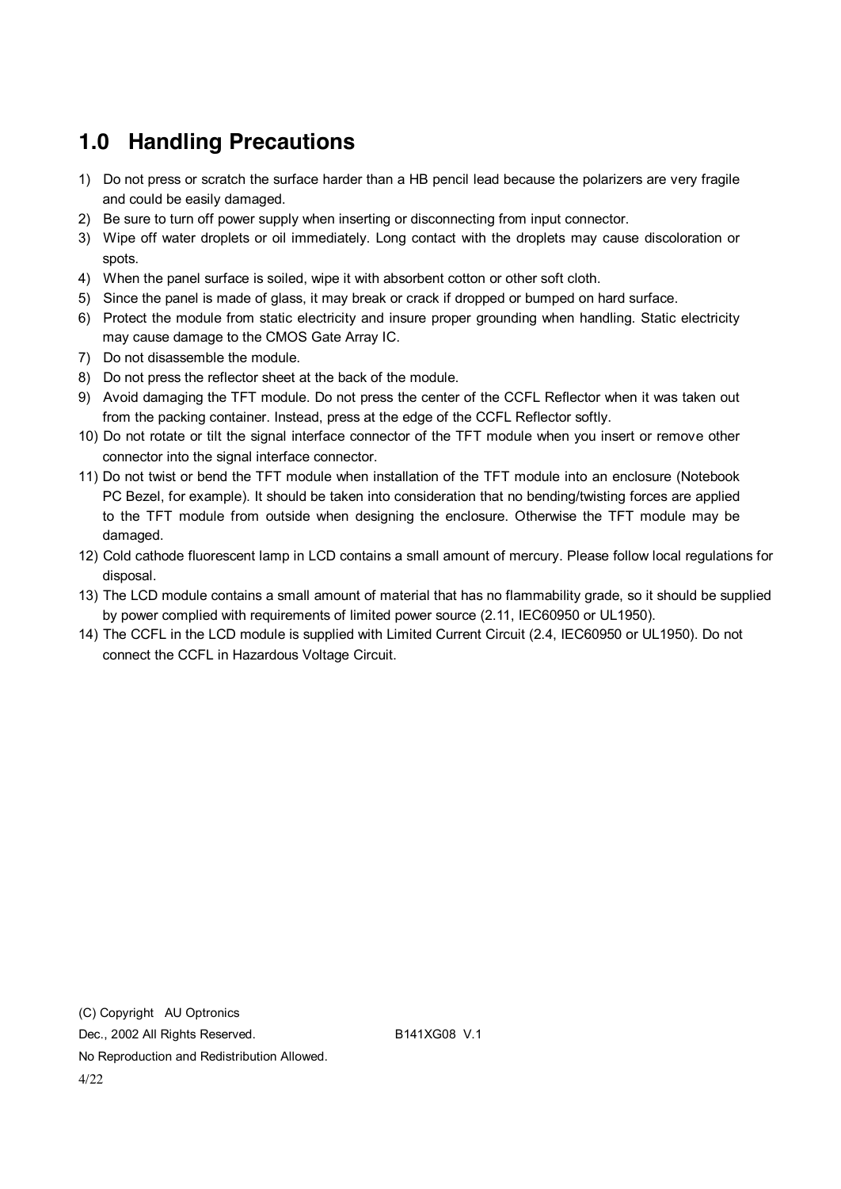# 1.0 Handling Precautions

1) Do not press or scratch the surface harder than a HB pencil lead because the polarizers are very fragile and could be easily damaged.
2) Be sure to turn off power supply when inserting or disconnecting from input connector.
3) Wipe off water droplets or oil immediately. Long contact with the droplets may cause discoloration or spots.
4) When the panel surface is soiled, wipe it with absorbent cotton or other soft cloth.
5) Since the panel is made of glass, it may break or crack if dropped or bumped on hard surface.
6) Protect the module from static electricity and insure proper grounding when handling. Static electricity may cause damage to the CMOS Gate Array IC.
7) Do not disassemble the module.
8) Do not press the reflector sheet at the back of the module.
9) Avoid damaging the TFT module. Do not press the center of the CCFL Reflector when it was taken out from the packing container. Instead, press at the edge of the CCFL Reflector softly.
10) Do not rotate or tilt the signal interface connector of the TFT module when you insert or remove other connector into the signal interface connector.
11) Do not twist or bend the TFT module when installation of the TFT module into an enclosure (Notebook PC Bezel, for example). It should be taken into consideration that no bending/twisting forces are applied to the TFT module from outside when designing the enclosure. Otherwise the TFT module may be damaged.
12) Cold cathode fluorescent lamp in LCD contains a small amount of mercury. Please follow local regulations for disposal.
13) The LCD module contains a small amount of material that has no flammability grade, so it should be supplied by power complied with requirements of limited power source (2.11, IEC60950 or UL1950).
14) The CCFL in the LCD module is supplied with Limited Current Circuit (2.4, IEC60950 or UL1950). Do not connect the CCFL in Hazardous Voltage Circuit.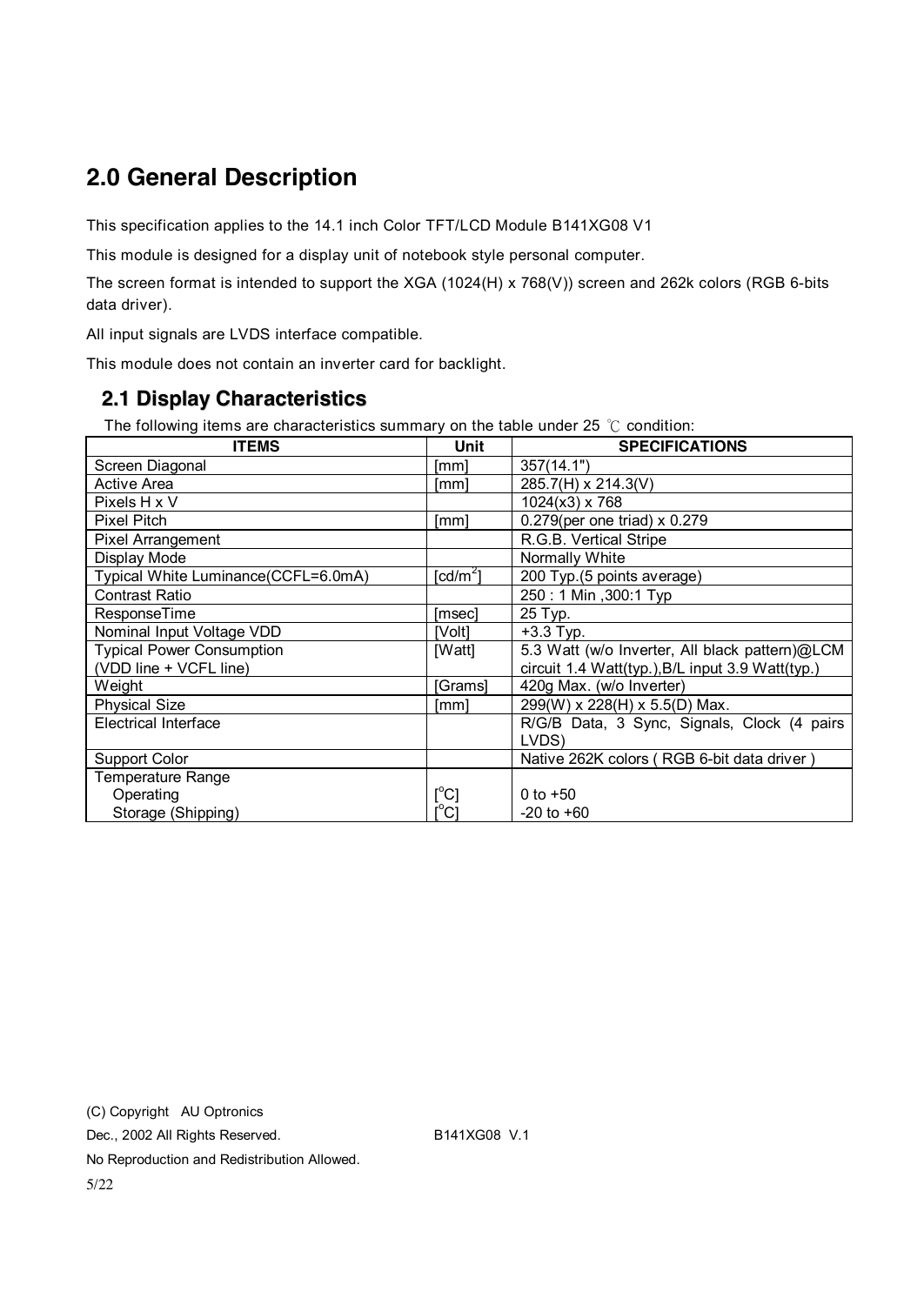# 2.0 General Description

This specification applies to the 14.1 inch Color TFT/LCD Module B141XG08 V1

This module is designed for a display unit of notebook style personal computer.

The screen format is intended to support the XGA (1024(H) x 768(V)) screen and 262k colors (RGB 6-bits data driver).

All input signals are LVDS interface compatible.

This module does not contain an inverter card for backlight.

## 2.1 Display Characteristics

The following items are characteristics summary on the table under 25 ℃ condition:

| ITEMS | Unit | SPECIFICATIONS |
|---|---|---|
| Screen Diagonal | [mm] | 357(14.1") |
| Active Area | [mm] | 285.7(H) x 214.3(V) |
| Pixels H x V | | 1024(x3) x 768 |
| Pixel Pitch | [mm] | 0.279(per one triad) x 0.279 |
| Pixel Arrangement | | R.G.B. Vertical Stripe |
| Display Mode | | Normally White |
| Typical White Luminance(CCFL=6.0mA) | [cd/m$^2$] | 200 Typ.(5 points average) |
| Contrast Ratio | | 250 : 1 Min ,300:1 Typ |
| ResponseTime | [msec] | 25 Typ. |
| Nominal Input Voltage VDD | [Volt] | +3.3 Typ. |
| Typical Power Consumption (VDD line + VCFL line) | [Watt] | 5.3 Watt (w/o Inverter, All black pattern)@LCM circuit 1.4 Watt(typ.),B/L input 3.9 Watt(typ.) |
| Weight | [Grams] | 420g Max. (w/o Inverter) |
| Physical Size | [mm] | 299(W) x 228(H) x 5.5(D) Max. |
| Electrical Interface | | R/G/B Data, 3 Sync, Signals, Clock (4 pairs LVDS) |
| Support Color | | Native 262K colors ( RGB 6-bit data driver ) |
| Temperature Range | | |
| Operating | [$^o$C] | 0 to +50 |
| Storage (Shipping) | [$^o$C] | -20 to +60 |

(C) Copyright AU Optronics

Dec., 2002 All Rights Reserved. B141XG08 V.1

No Reproduction and Redistribution Allowed.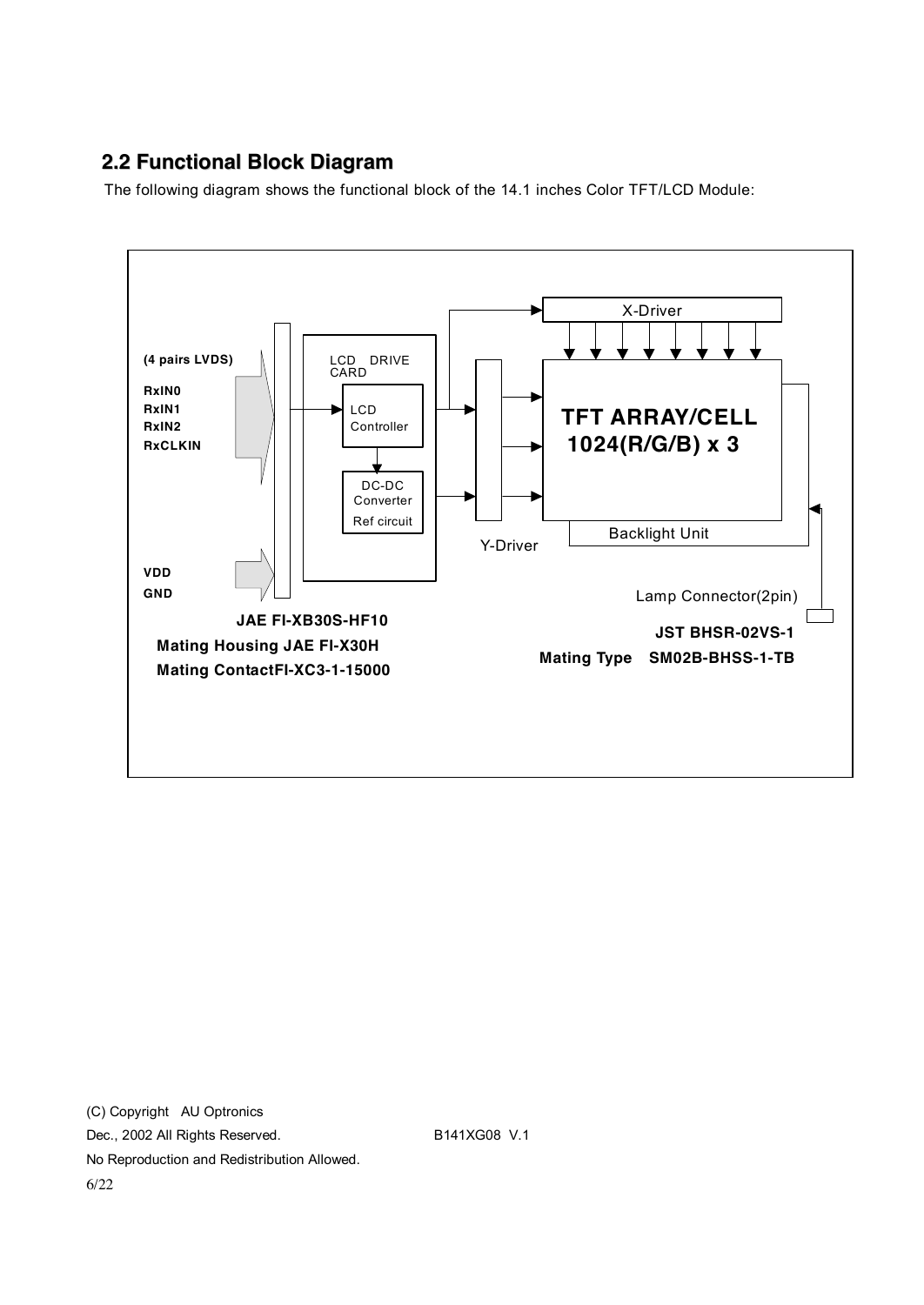## 2.2 Functional Block Diagram

The following diagram shows the functional block of the 14.1 inches Color TFT/LCD Module:

(4 pairs LVDS)

RxIN0
RxIN1
RxIN2
RxCLKIN

VDD
GND

LCD DRIVE CARD

LCD Controller

DC-DC Converter
Ref circuit

X-Driver

Y-Driver

TFT ARRAY/CELL
1024(R/G/B) x 3

Backlight Unit

Lamp Connector(2pin)

**JAE FI-XB30S-HF10**
**Mating Housing JAE FI-X30H**
**Mating ContactFI-XC3-1-15000**

**JST BHSR-02VS-1**
**Mating Type SM02B-BHSS-1-TB**

(C) Copyright AU Optronics
Dec., 2002 All Rights Reserved. B141XG08 V.1
No Reproduction and Redistribution Allowed.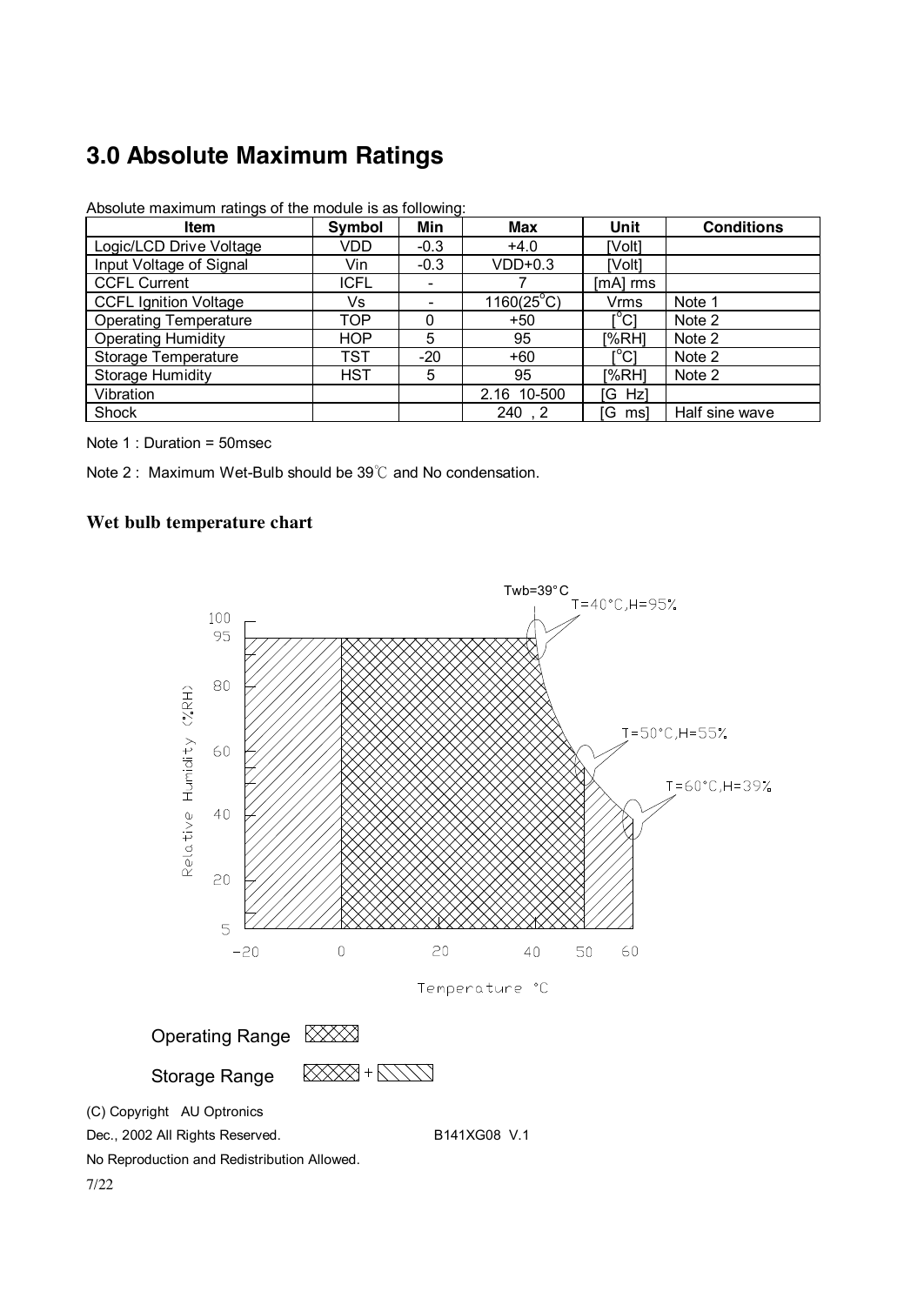# 3.0 Absolute Maximum Ratings

Absolute maximum ratings of the module is as following:

| Item | Symbol | Min | Max | Unit | Conditions |
|---|---|---|---|---|---|
| Logic/LCD Drive Voltage | VDD | -0.3 | +4.0 | [Volt] | |
| Input Voltage of Signal | Vin | -0.3 | VDD+0.3 | [Volt] | |
| CCFL Current | ICFL | - | 7 | [mA] rms | |
| CCFL Ignition Voltage | Vs | - | 1160(25°C) | Vrms | Note 1 |
| Operating Temperature | TOP | 0 | +50 | [°C] | Note 2 |
| Operating Humidity | HOP | 5 | 95 | [%RH] | Note 2 |
| Storage Temperature | TST | -20 | +60 | [°C] | Note 2 |
| Storage Humidity | HST | 5 | 95 | [%RH] | Note 2 |
| Vibration | | | 2.16 10-500 | [G Hz] | |
| Shock | | | 240 , 2 | [G ms] | Half sine wave |

Note 1 : Duration = 50msec

Note 2 : Maximum Wet-Bulb should be 39℃ and No condensation.

### Wet bulb temperature chart

Twb=39°C

T=40°C,H=95%

T=50°C,H=55%

T=60°C,H=39%

Relative Humidity (%RH)

Temperature °C

Operating Range

Storage Range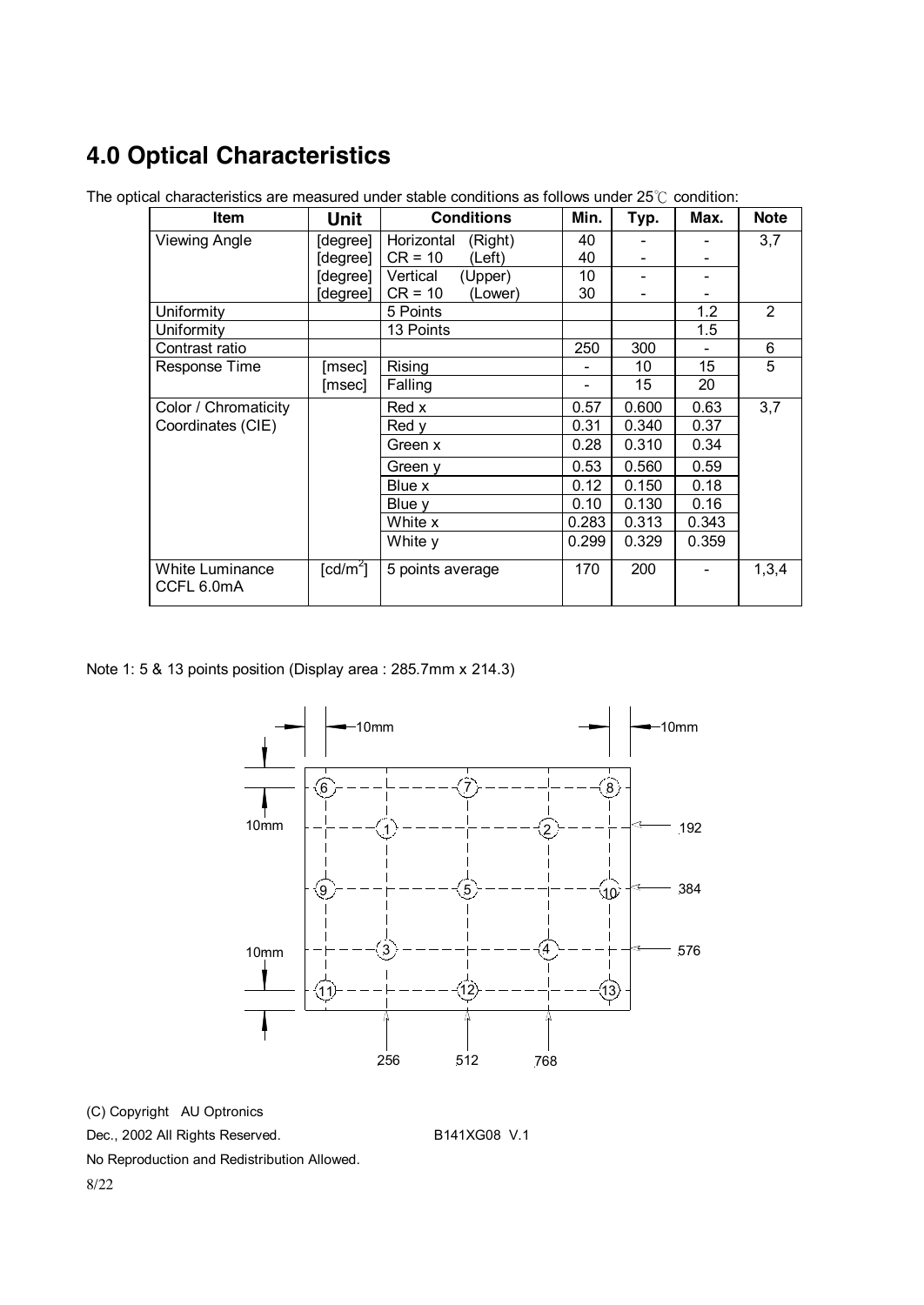# 4.0 Optical Characteristics

The optical characteristics are measured under stable conditions as follows under 25℃ condition:

| Item | Unit | Conditions | Min. | Typ. | Max. | Note |
|---|---|---|---|---|---|---|
| Viewing Angle | [degree] | Horizontal (Right) | 40 | - | - | 3,7 |
| | [degree] | CR = 10 (Left) | 40 | - | - | |
| | [degree] | Vertical (Upper) | 10 | - | - | |
| | [degree] | CR = 10 (Lower) | 30 | - | - | |
| Uniformity | | 5 Points | | | 1.2 | 2 |
| Uniformity | | 13 Points | | | 1.5 | |
| Contrast ratio | | | 250 | 300 | - | 6 |
| Response Time | [msec] | Rising | - | 10 | 15 | 5 |
| | [msec] | Falling | - | 15 | 20 | |
| Color / Chromaticity Coordinates (CIE) | | Red x | 0.57 | 0.600 | 0.63 | 3,7 |
| | | Red y | 0.31 | 0.340 | 0.37 | |
| | | Green x | 0.28 | 0.310 | 0.34 | |
| | | Green y | 0.53 | 0.560 | 0.59 | |
| | | Blue x | 0.12 | 0.150 | 0.18 | |
| | | Blue y | 0.10 | 0.130 | 0.16 | |
| | | White x | 0.283 | 0.313 | 0.343 | |
| | | White y | 0.299 | 0.329 | 0.359 | |
| White Luminance CCFL 6.0mA | [cd/m$^2$] | 5 points average | 170 | 200 | - | 1,3,4 |

Note 1: 5 & 13 points position (Display area : 285.7mm x 214.3)

10mm 10mm 10mm 10mm

192 384 576

256 512 768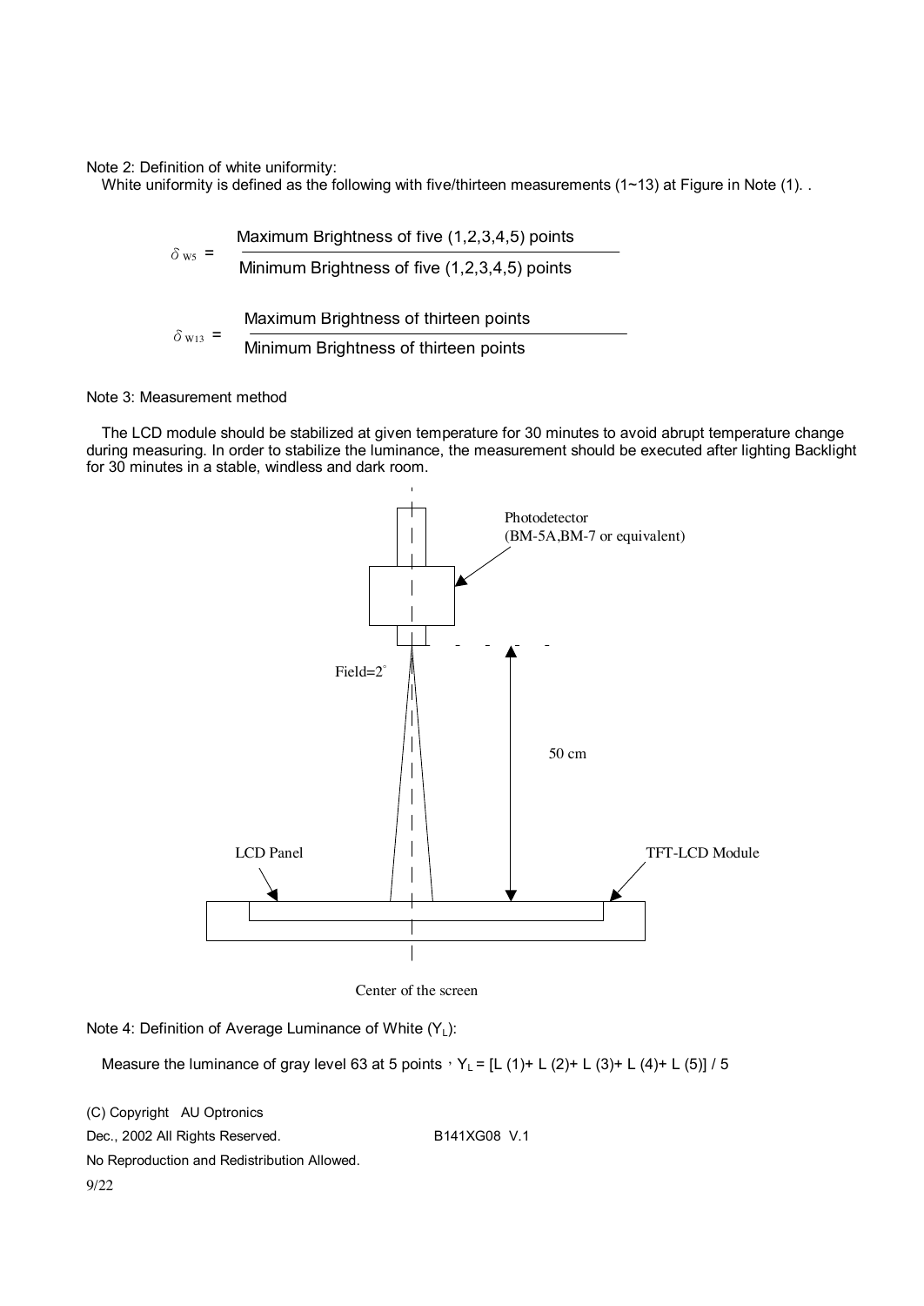Note 2: Definition of white uniformity:

White uniformity is defined as the following with five/thirteen measurements (1~13) at Figure in Note (1). .

$$\delta_{W5} = \frac{\text{Maximum Brightness of five (1,2,3,4,5) points}}{\text{Minimum Brightness of five (1,2,3,4,5) points}}$$

$$\delta_{W13} = \frac{\text{Maximum Brightness of thirteen points}}{\text{Minimum Brightness of thirteen points}}$$

Note 3: Measurement method

The LCD module should be stabilized at given temperature for 30 minutes to avoid abrupt temperature change during measuring. In order to stabilize the luminance, the measurement should be executed after lighting Backlight for 30 minutes in a stable, windless and dark room.

Photodetector (BM-5A,BM-7 or equivalent)

Field=2°

50 cm

LCD Panel

TFT-LCD Module

Center of the screen

Note 4: Definition of Average Luminance of White ($Y_L$):

Measure the luminance of gray level 63 at 5 points，$Y_L = [L(1) + L(2) + L(3) + L(4) + L(5)] / 5$

(C) Copyright AU Optronics
Dec., 2002 All Rights Reserved. B141XG08 V.1
No Reproduction and Redistribution Allowed.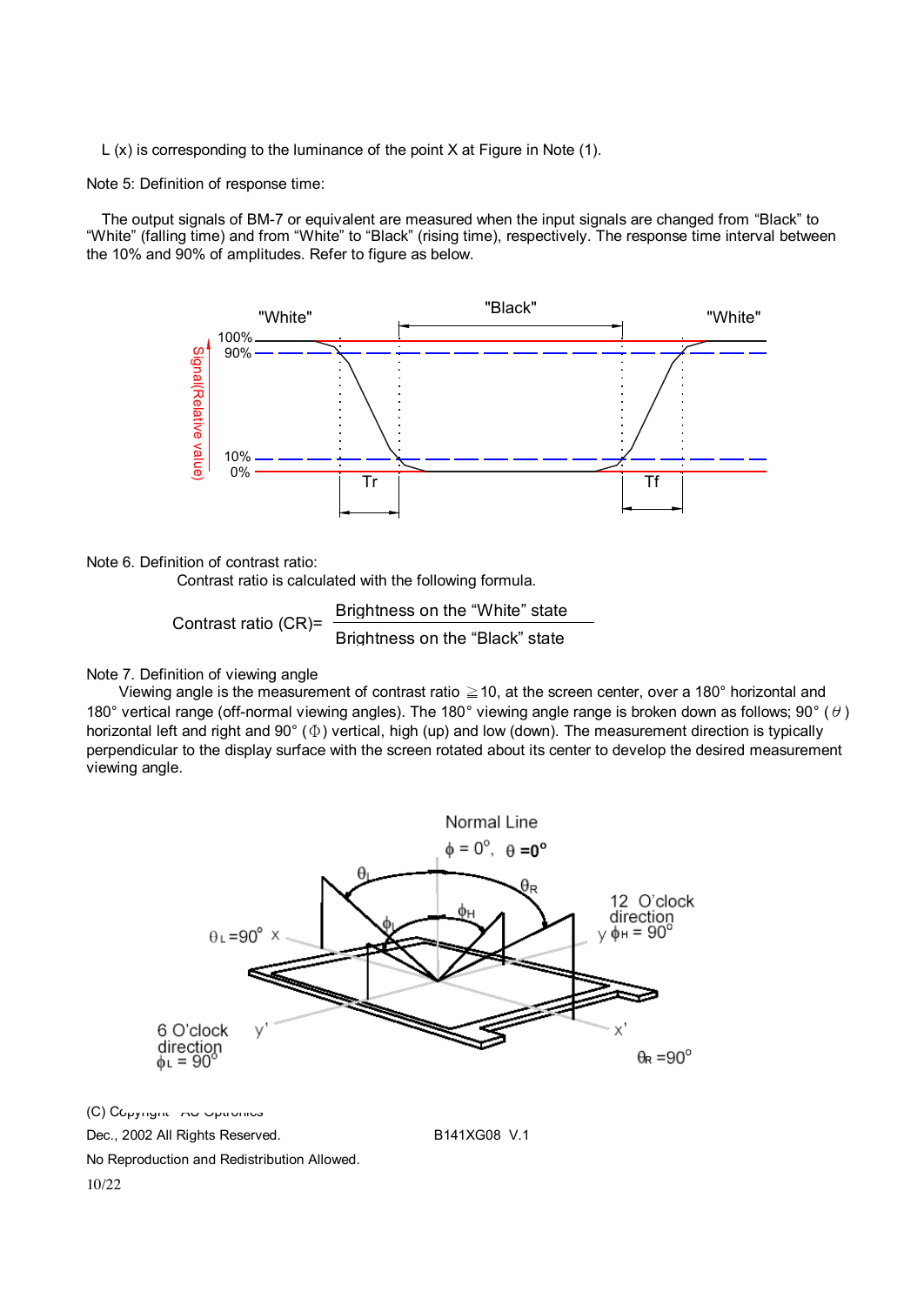L (x) is corresponding to the luminance of the point X at Figure in Note (1).

Note 5: Definition of response time:

The output signals of BM-7 or equivalent are measured when the input signals are changed from "Black" to "White" (falling time) and from "White" to "Black" (rising time), respectively. The response time interval between the 10% and 90% of amplitudes. Refer to figure as below.

Note 6. Definition of contrast ratio:

Contrast ratio is calculated with the following formula.

$$\text{Contrast ratio (CR)} = \frac{\text{Brightness on the "White" state}}{\text{Brightness on the "Black" state}}$$

Note 7. Definition of viewing angle

Viewing angle is the measurement of contrast ratio ≧10, at the screen center, over a 180° horizontal and 180° vertical range (off-normal viewing angles). The 180° viewing angle range is broken down as follows; 90° ($\theta$) horizontal left and right and 90° ($\Phi$) vertical, high (up) and low (down). The measurement direction is typically perpendicular to the display surface with the screen rotated about its center to develop the desired measurement viewing angle.

(C) Copyright AU Optronics

Dec., 2002 All Rights Reserved.

B141XG08 V.1

No Reproduction and Redistribution Allowed.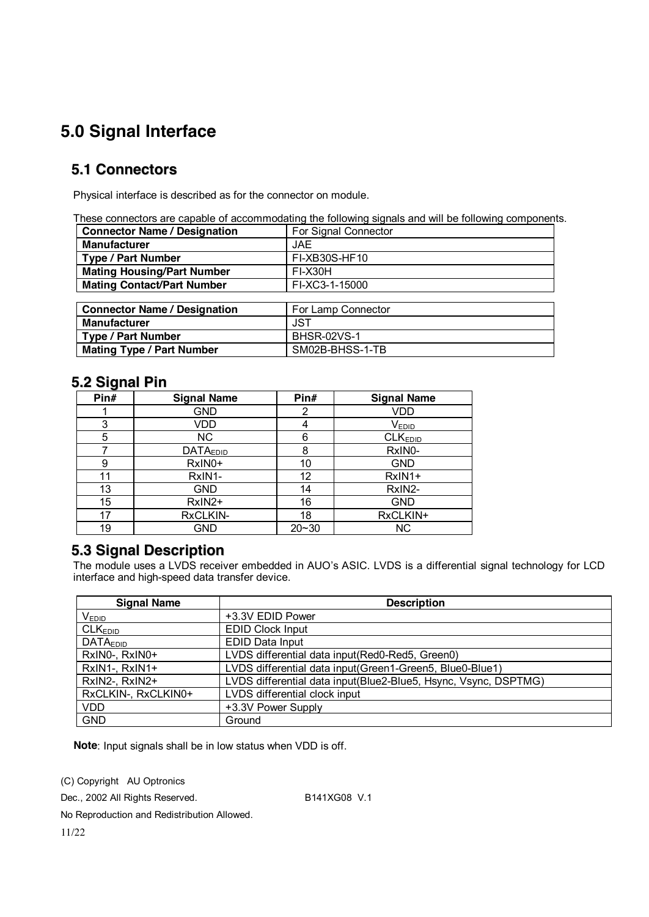# 5.0 Signal Interface

## 5.1 Connectors

Physical interface is described as for the connector on module.

These connectors are capable of accommodating the following signals and will be following components.

| **Connector Name / Designation** | For Signal Connector |
|---|---|
| **Manufacturer** | JAE |
| **Type / Part Number** | FI-XB30S-HF10 |
| **Mating Housing/Part Number** | FI-X30H |
| **Mating Contact/Part Number** | FI-XC3-1-15000 |

| **Connector Name / Designation** | For Lamp Connector |
|---|---|
| **Manufacturer** | JST |
| **Type / Part Number** | BHSR-02VS-1 |
| **Mating Type / Part Number** | SM02B-BHSS-1-TB |

## 5.2 Signal Pin

| Pin# | Signal Name | Pin# | Signal Name |
|---|---|---|---|
| 1 | GND | 2 | VDD |
| 3 | VDD | 4 | $V_{EDID}$ |
| 5 | NC | 6 | $CLK_{EDID}$ |
| 7 | $DATA_{EDID}$ | 8 | RxIN0- |
| 9 | RxIN0+ | 10 | GND |
| 11 | RxIN1- | 12 | RxIN1+ |
| 13 | GND | 14 | RxIN2- |
| 15 | RxIN2+ | 16 | GND |
| 17 | RxCLKIN- | 18 | RxCLKIN+ |
| 19 | GND | 20~30 | NC |

## 5.3 Signal Description

The module uses a LVDS receiver embedded in AUO's ASIC. LVDS is a differential signal technology for LCD interface and high-speed data transfer device.

| Signal Name | Description |
|---|---|
| $V_{EDID}$ | +3.3V EDID Power |
| $CLK_{EDID}$ | EDID Clock Input |
| $DATA_{EDID}$ | EDID Data Input |
| RxIN0-, RxIN0+ | LVDS differential data input(Red0-Red5, Green0) |
| RxIN1-, RxIN1+ | LVDS differential data input(Green1-Green5, Blue0-Blue1) |
| RxIN2-, RxIN2+ | LVDS differential data input(Blue2-Blue5, Hsync, Vsync, DSPTMG) |
| RxCLKIN-, RxCLKIN0+ | LVDS differential clock input |
| VDD | +3.3V Power Supply |
| GND | Ground |

**Note**: Input signals shall be in low status when VDD is off.

(C) Copyright AU Optronics

Dec., 2002 All Rights Reserved. B141XG08 V.1

No Reproduction and Redistribution Allowed.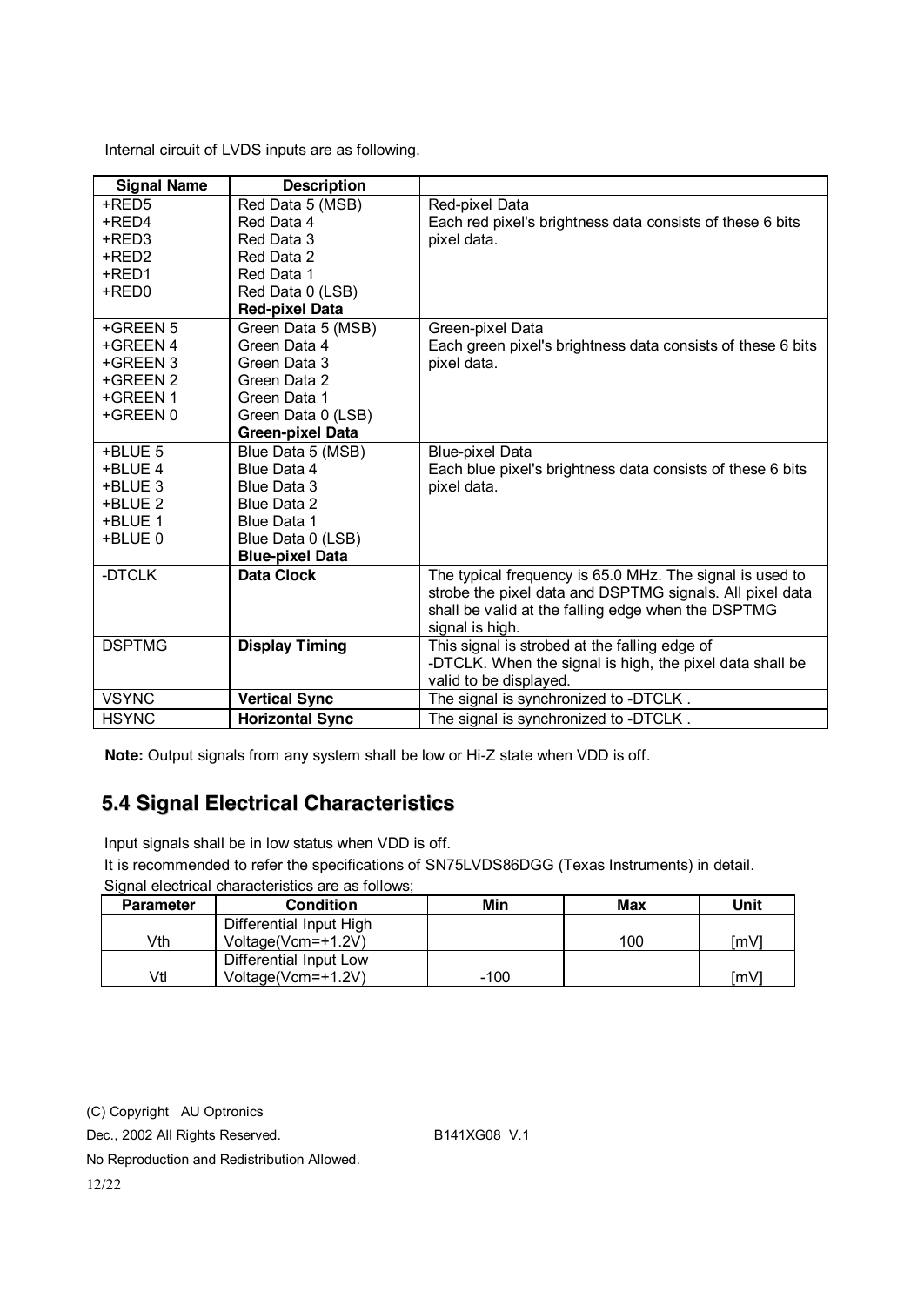Internal circuit of LVDS inputs are as following.

| Signal Name | Description | |
|---|---|---|
| +RED5<br>+RED4<br>+RED3<br>+RED2<br>+RED1<br>+RED0 | Red Data 5 (MSB)<br>Red Data 4<br>Red Data 3<br>Red Data 2<br>Red Data 1<br>Red Data 0 (LSB)<br>**Red-pixel Data** | Red-pixel Data<br>Each red pixel's brightness data consists of these 6 bits pixel data. |
| +GREEN 5<br>+GREEN 4<br>+GREEN 3<br>+GREEN 2<br>+GREEN 1<br>+GREEN 0 | Green Data 5 (MSB)<br>Green Data 4<br>Green Data 3<br>Green Data 2<br>Green Data 1<br>Green Data 0 (LSB)<br>**Green-pixel Data** | Green-pixel Data<br>Each green pixel's brightness data consists of these 6 bits pixel data. |
| +BLUE 5<br>+BLUE 4<br>+BLUE 3<br>+BLUE 2<br>+BLUE 1<br>+BLUE 0 | Blue Data 5 (MSB)<br>Blue Data 4<br>Blue Data 3<br>Blue Data 2<br>Blue Data 1<br>Blue Data 0 (LSB)<br>**Blue-pixel Data** | Blue-pixel Data<br>Each blue pixel's brightness data consists of these 6 bits pixel data. |
| -DTCLK | **Data Clock** | The typical frequency is 65.0 MHz. The signal is used to strobe the pixel data and DSPTMG signals. All pixel data shall be valid at the falling edge when the DSPTMG signal is high. |
| DSPTMG | **Display Timing** | This signal is strobed at the falling edge of -DTCLK. When the signal is high, the pixel data shall be valid to be displayed. |
| VSYNC | **Vertical Sync** | The signal is synchronized to -DTCLK . |
| HSYNC | **Horizontal Sync** | The signal is synchronized to -DTCLK . |

**Note:** Output signals from any system shall be low or Hi-Z state when VDD is off.

## 5.4 Signal Electrical Characteristics

Input signals shall be in low status when VDD is off.

It is recommended to refer the specifications of SN75LVDS86DGG (Texas Instruments) in detail.

Signal electrical characteristics are as follows;

| Parameter | Condition | Min | Max | Unit |
|---|---|---|---|---|
| Vth | Differential Input High Voltage(Vcm=+1.2V) | | 100 | [mV] |
| Vtl | Differential Input Low Voltage(Vcm=+1.2V) | -100 | | [mV] |

(C) Copyright AU Optronics

Dec., 2002 All Rights Reserved. B141XG08 V.1

No Reproduction and Redistribution Allowed.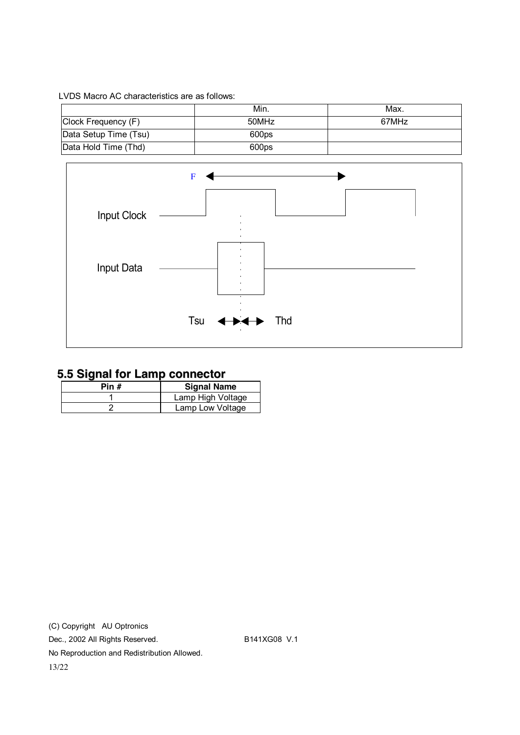LVDS Macro AC characteristics are as follows:

| | Min. | Max. |
|---|---|---|
| Clock Frequency (F) | 50MHz | 67MHz |
| Data Setup Time (Tsu) | 600ps | |
| Data Hold Time (Thd) | 600ps | |

F

Input Clock

Input Data

Tsu Thd

## 5.5 Signal for Lamp connector

| Pin # | Signal Name |
|---|---|
| 1 | Lamp High Voltage |
| 2 | Lamp Low Voltage |

(C) Copyright AU Optronics

Dec., 2002 All Rights Reserved. B141XG08 V.1

No Reproduction and Redistribution Allowed.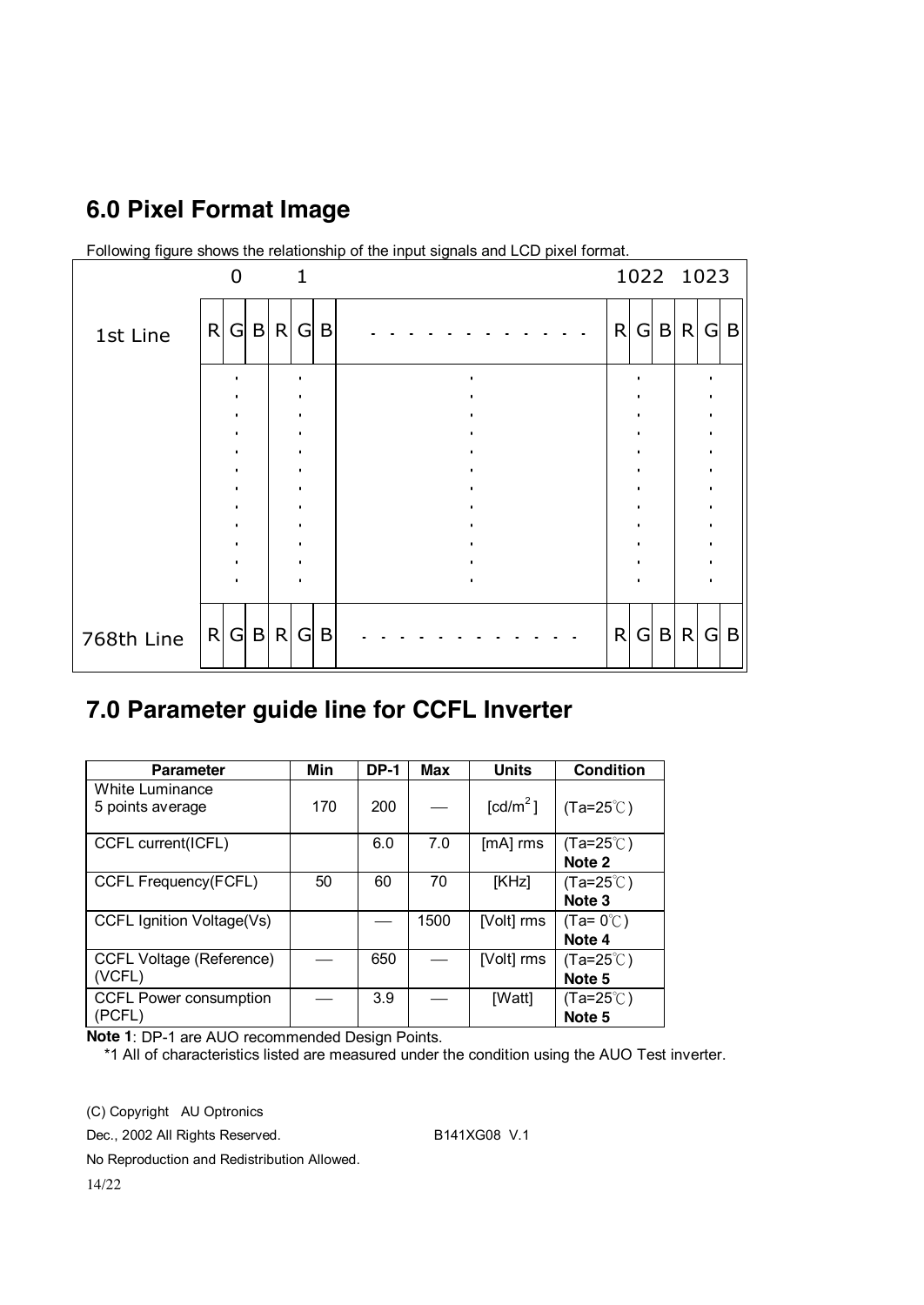## 6.0 Pixel Format Image

Following figure shows the relationship of the input signals and LCD pixel format.

| | 0 | 1 | | 1022 | 1023 |
|---|---|---|---|---|---|
| 1st Line | R G B | R G B | - - - - - - - - - - - - | R G B | R G B |
| | . | . | . | . | . |
| 768th Line | R G B | R G B | - - - - - - - - - - - - | R G B | R G B |

## 7.0 Parameter guide line for CCFL Inverter

| Parameter | Min | DP-1 | Max | Units | Condition |
|---|---|---|---|---|---|
| White Luminance 5 points average | 170 | 200 | — | [cd/m$^2$] | (Ta=25℃) |
| CCFL current(ICFL) | | 6.0 | 7.0 | [mA] rms | (Ta=25℃) **Note 2** |
| CCFL Frequency(FCFL) | 50 | 60 | 70 | [KHz] | (Ta=25℃) **Note 3** |
| CCFL Ignition Voltage(Vs) | | — | 1500 | [Volt] rms | (Ta= 0℃) **Note 4** |
| CCFL Voltage (Reference) (VCFL) | — | 650 | — | [Volt] rms | (Ta=25℃) **Note 5** |
| CCFL Power consumption (PCFL) | — | 3.9 | — | [Watt] | (Ta=25℃) **Note 5** |

**Note 1**: DP-1 are AUO recommended Design Points.

*1 All of characteristics listed are measured under the condition using the AUO Test inverter.

(C) Copyright AU Optronics

Dec., 2002 All Rights Reserved. B141XG08 V.1

No Reproduction and Redistribution Allowed.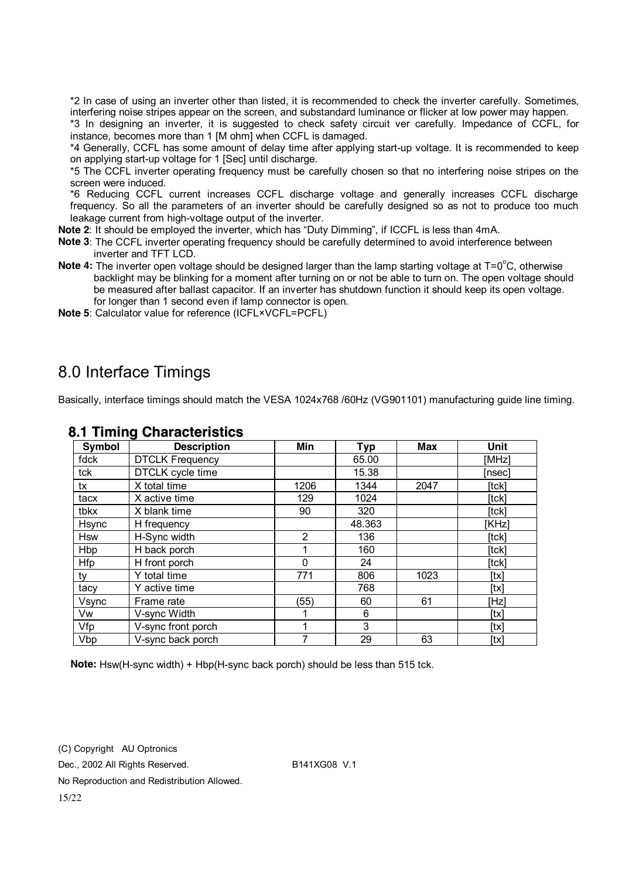*2 In case of using an inverter other than listed, it is recommended to check the inverter carefully. Sometimes, interfering noise stripes appear on the screen, and substandard luminance or flicker at low power may happen.
*3 In designing an inverter, it is suggested to check safety circuit ver carefully. Impedance of CCFL, for instance, becomes more than 1 [M ohm] when CCFL is damaged.
*4 Generally, CCFL has some amount of delay time after applying start-up voltage. It is recommended to keep on applying start-up voltage for 1 [Sec] until discharge.
*5 The CCFL inverter operating frequency must be carefully chosen so that no interfering noise stripes on the screen were induced.
*6 Reducing CCFL current increases CCFL discharge voltage and generally increases CCFL discharge frequency. So all the parameters of an inverter should be carefully designed so as not to produce too much leakage current from high-voltage output of the inverter.

**Note 2**: It should be employed the inverter, which has "Duty Dimming", if ICCFL is less than 4mA.

**Note 3**: The CCFL inverter operating frequency should be carefully determined to avoid interference between inverter and TFT LCD.

**Note 4:** The inverter open voltage should be designed larger than the lamp starting voltage at T=0$^{o}$C, otherwise backlight may be blinking for a moment after turning on or not be able to turn on. The open voltage should be measured after ballast capacitor. If an inverter has shutdown function it should keep its open voltage. for longer than 1 second even if lamp connector is open.

**Note 5**: Calculator value for reference (ICFL×VCFL=PCFL)

# 8.0 Interface Timings

Basically, interface timings should match the VESA 1024x768 /60Hz (VG901101) manufacturing guide line timing.

## 8.1 Timing Characteristics

| Symbol | Description | Min | Typ | Max | Unit |
|---|---|---|---|---|---|
| fdck | DTCLK Frequency | | 65.00 | | [MHz] |
| tck | DTCLK cycle time | | 15.38 | | [nsec] |
| tx | X total time | 1206 | 1344 | 2047 | [tck] |
| tacx | X active time | 129 | 1024 | | [tck] |
| tbkx | X blank time | 90 | 320 | | [tck] |
| Hsync | H frequency | | 48.363 | | [KHz] |
| Hsw | H-Sync width | 2 | 136 | | [tck] |
| Hbp | H back porch | 1 | 160 | | [tck] |
| Hfp | H front porch | 0 | 24 | | [tck] |
| ty | Y total time | 771 | 806 | 1023 | [tx] |
| tacy | Y active time | | 768 | | [tx] |
| Vsync | Frame rate | (55) | 60 | 61 | [Hz] |
| Vw | V-sync Width | 1 | 6 | | [tx] |
| Vfp | V-sync front porch | 1 | 3 | | [tx] |
| Vbp | V-sync back porch | 7 | 29 | 63 | [tx] |

**Note:** Hsw(H-sync width) + Hbp(H-sync back porch) should be less than 515 tck.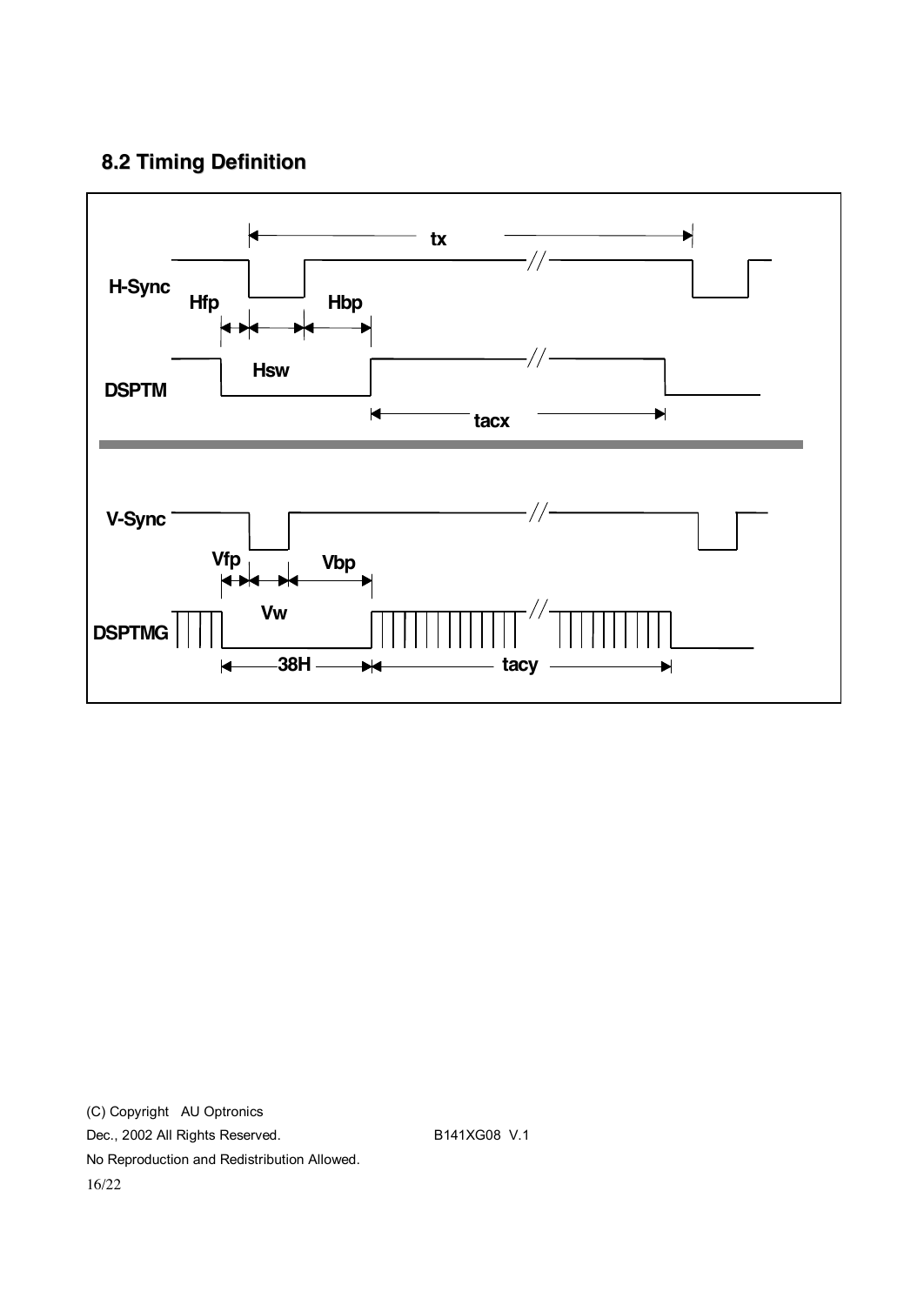## 8.2 Timing Definition

tx

H-Sync

Hfp Hbp

Hsw

DSPTM

tacx

V-Sync

Vfp Vbp

Vw

DSPTMG

38H tacy

(C) Copyright AU Optronics
Dec., 2002 All Rights Reserved. B141XG08 V.1
No Reproduction and Redistribution Allowed.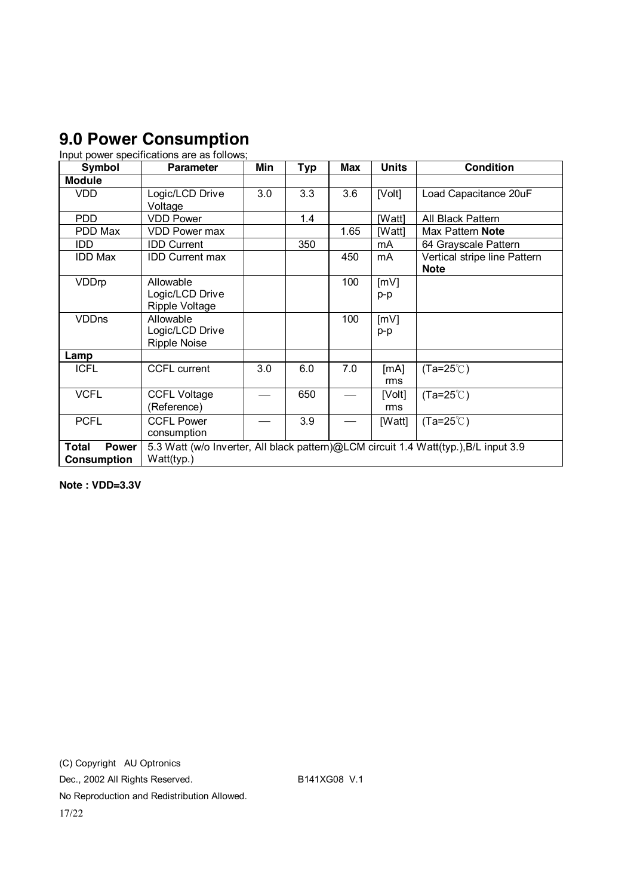# 9.0 Power Consumption

Input power specifications are as follows;

| Symbol | Parameter | Min | Typ | Max | Units | Condition |
|---|---|---|---|---|---|---|
| **Module** | | | | | | |
| VDD | Logic/LCD Drive Voltage | 3.0 | 3.3 | 3.6 | [Volt] | Load Capacitance 20uF |
| PDD | VDD Power | | 1.4 | | [Watt] | All Black Pattern |
| PDD Max | VDD Power max | | | 1.65 | [Watt] | Max Pattern **Note** |
| IDD | IDD Current | | 350 | | mA | 64 Grayscale Pattern |
| IDD Max | IDD Current max | | | 450 | mA | Vertical stripe line Pattern **Note** |
| VDDrp | Allowable Logic/LCD Drive Ripple Voltage | | | 100 | [mV] p-p | |
| VDDns | Allowable Logic/LCD Drive Ripple Noise | | | 100 | [mV] p-p | |
| **Lamp** | | | | | | |
| ICFL | CCFL current | 3.0 | 6.0 | 7.0 | [mA] rms | (Ta=25℃) |
| VCFL | CCFL Voltage (Reference) | — | 650 | — | [Volt] rms | (Ta=25℃) |
| PCFL | CCFL Power consumption | — | 3.9 | — | [Watt] | (Ta=25℃) |
| **Total Power Consumption** | 5.3 Watt (w/o Inverter, All black pattern)@LCM circuit 1.4 Watt(typ.),B/L input 3.9 Watt(typ.) | | | | | |

**Note : VDD=3.3V**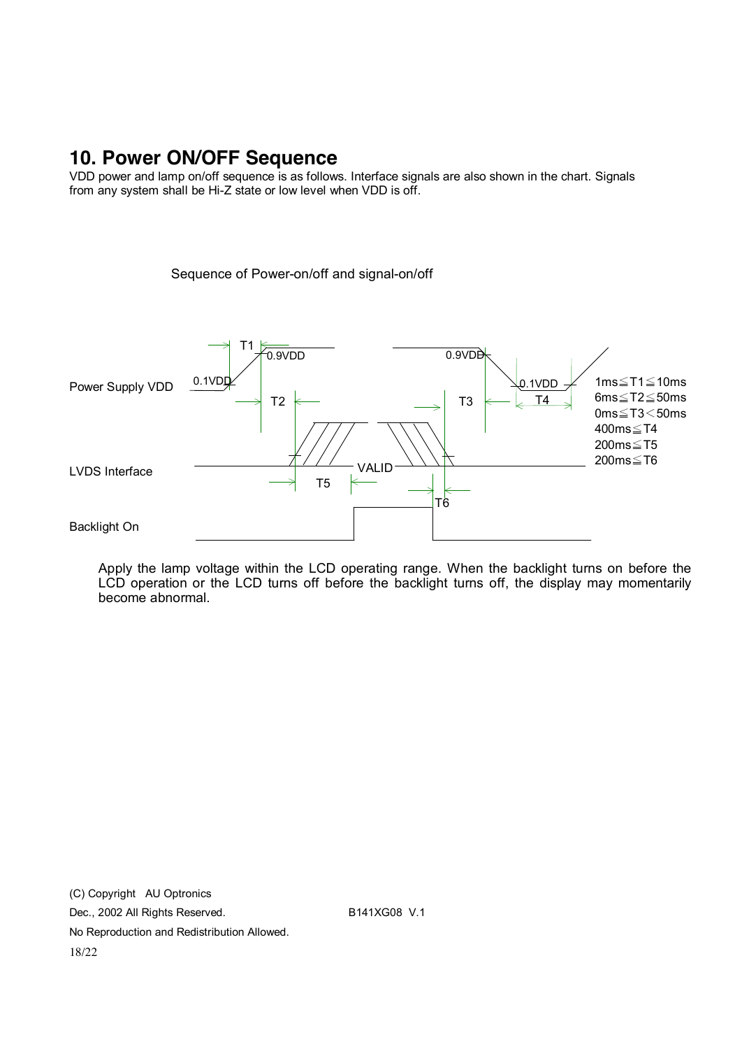## 10. Power ON/OFF Sequence

VDD power and lamp on/off sequence is as follows. Interface signals are also shown in the chart. Signals from any system shall be Hi-Z state or low level when VDD is off.

Sequence of Power-on/off and signal-on/off

Power Supply VDD

LVDS Interface

Backlight On

0.1VDD, 0.9VDD, T1, T2, T3, T4, T5, T6, VALID

1ms≦T1≦10ms
6ms≦T2≦50ms
0ms≦T3＜50ms
400ms≦T4
200ms≦T5
200ms≦T6

Apply the lamp voltage within the LCD operating range. When the backlight turns on before the LCD operation or the LCD turns off before the backlight turns off, the display may momentarily become abnormal.

(C) Copyright AU Optronics
Dec., 2002 All Rights Reserved. B141XG08 V.1
No Reproduction and Redistribution Allowed.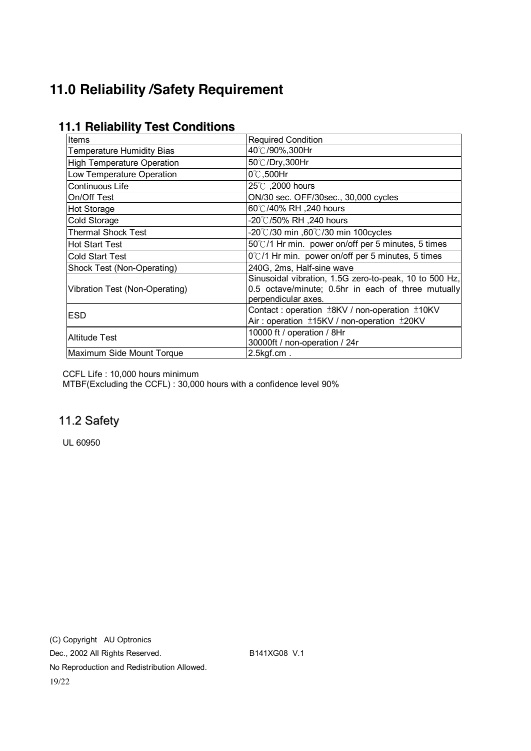# 11.0 Reliability /Safety Requirement

## 11.1 Reliability Test Conditions

| Items | Required Condition |
|---|---|
| Temperature Humidity Bias | 40℃/90%,300Hr |
| High Temperature Operation | 50℃/Dry,300Hr |
| Low Temperature Operation | 0℃,500Hr |
| Continuous Life | 25℃ ,2000 hours |
| On/Off Test | ON/30 sec. OFF/30sec., 30,000 cycles |
| Hot Storage | 60℃/40% RH ,240 hours |
| Cold Storage | -20℃/50% RH ,240 hours |
| Thermal Shock Test | -20℃/30 min ,60℃/30 min 100cycles |
| Hot Start Test | 50℃/1 Hr min. power on/off per 5 minutes, 5 times |
| Cold Start Test | 0℃/1 Hr min. power on/off per 5 minutes, 5 times |
| Shock Test (Non-Operating) | 240G, 2ms, Half-sine wave |
| Vibration Test (Non-Operating) | Sinusoidal vibration, 1.5G zero-to-peak, 10 to 500 Hz, 0.5 octave/minute; 0.5hr in each of three mutually perpendicular axes. |
| ESD | Contact : operation ±8KV / non-operation ±10KV<br>Air : operation ±15KV / non-operation ±20KV |
| Altitude Test | 10000 ft / operation / 8Hr<br>30000ft / non-operation / 24r |
| Maximum Side Mount Torque | 2.5kgf.cm . |

CCFL Life : 10,000 hours minimum

MTBF(Excluding the CCFL) : 30,000 hours with a confidence level 90%

## 11.2 Safety

UL 60950

(C) Copyright AU Optronics

Dec., 2002 All Rights Reserved. B141XG08 V.1

No Reproduction and Redistribution Allowed.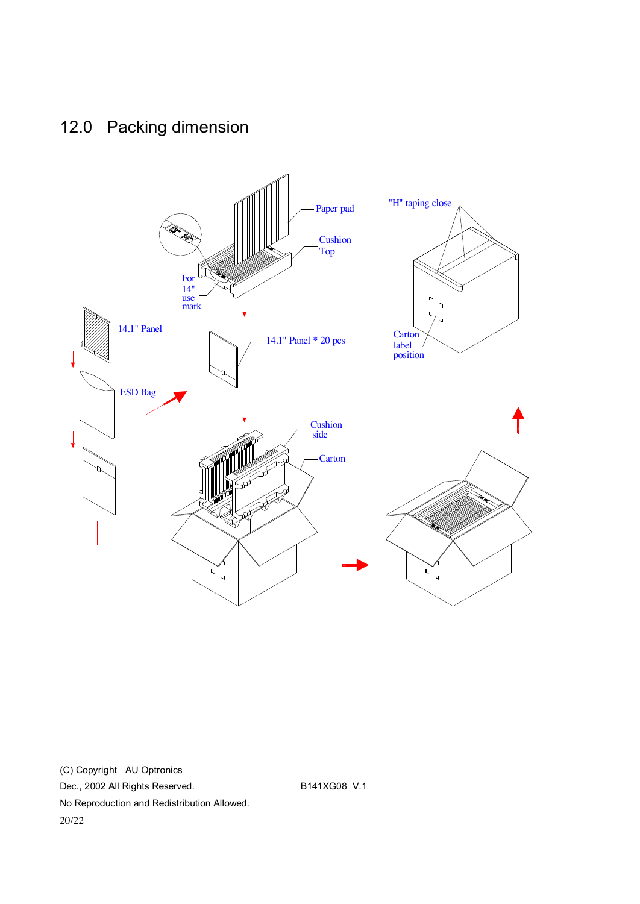## 12.0 Packing dimension

Paper pad

Cushion Top

For 14" use mark

14.1" Panel

14.1" Panel * 20 pcs

ESD Bag

"H" taping close

Carton label position

Cushion side

Carton

(C) Copyright AU Optronics
Dec., 2002 All Rights Reserved. B141XG08 V.1
No Reproduction and Redistribution Allowed.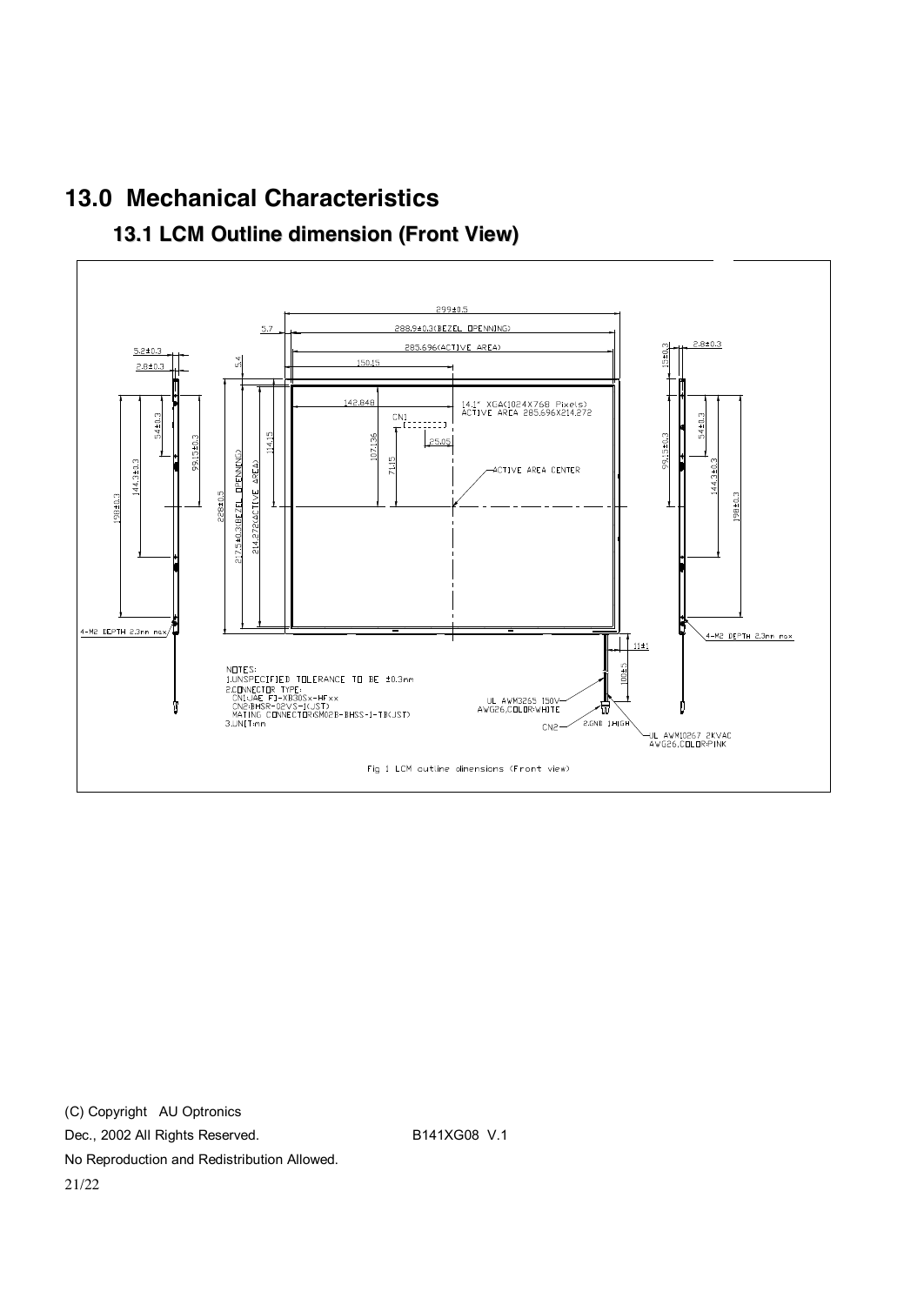# 13.0 Mechanical Characteristics

## 13.1 LCM Outline dimension (Front View)

Fig 1 LCM outline dimensions (Front view)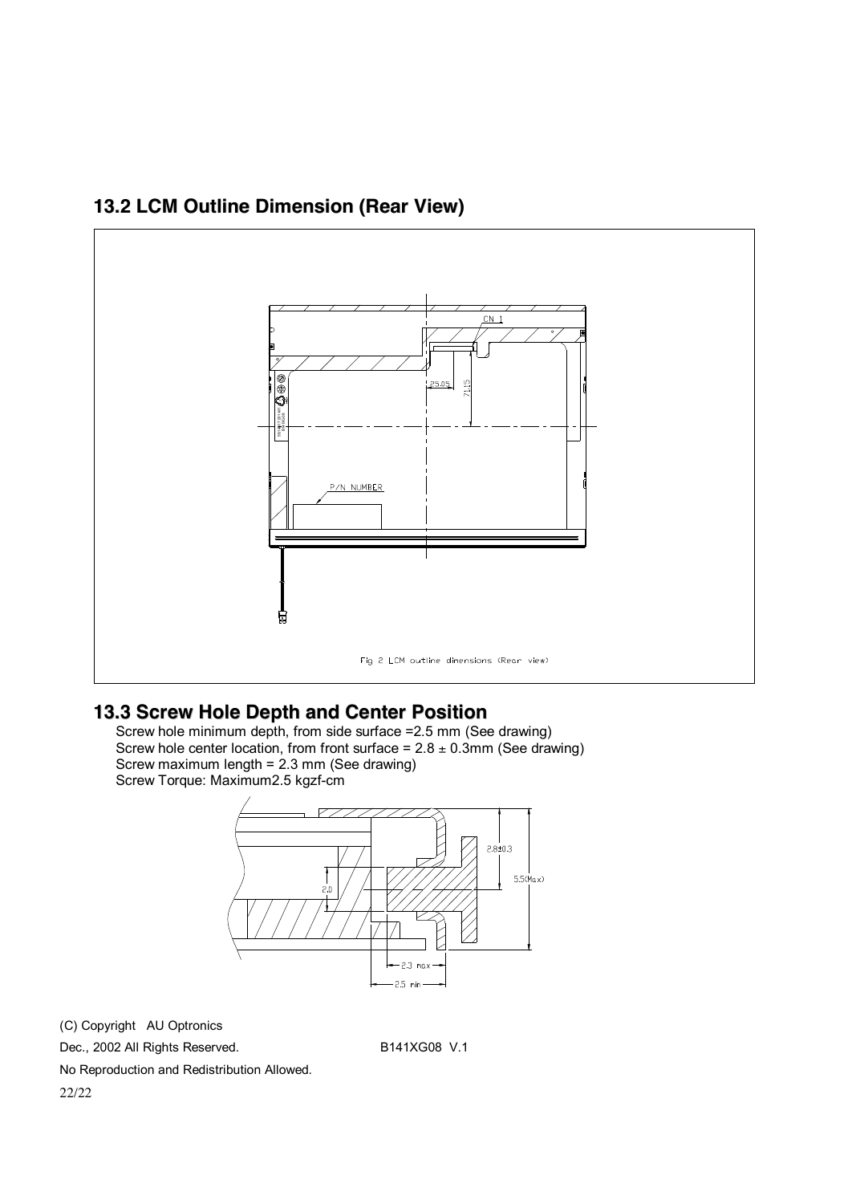## 13.2 LCM Outline Dimension (Rear View)

CN 1

25.05

71.15

P/N NUMBER

Fig 2 LCM outline dimensions (Rear view)

## 13.3 Screw Hole Depth and Center Position

Screw hole minimum depth, from side surface =2.5 mm (See drawing)
Screw hole center location, from front surface = 2.8 ± 0.3mm (See drawing)
Screw maximum length = 2.3 mm (See drawing)
Screw Torque: Maximum2.5 kgzf-cm

2.8±0.3

5.5(Max)

2.0

2.3 max

2.5 min

(C) Copyright AU Optronics

Dec., 2002 All Rights Reserved. B141XG08 V.1

No Reproduction and Redistribution Allowed.